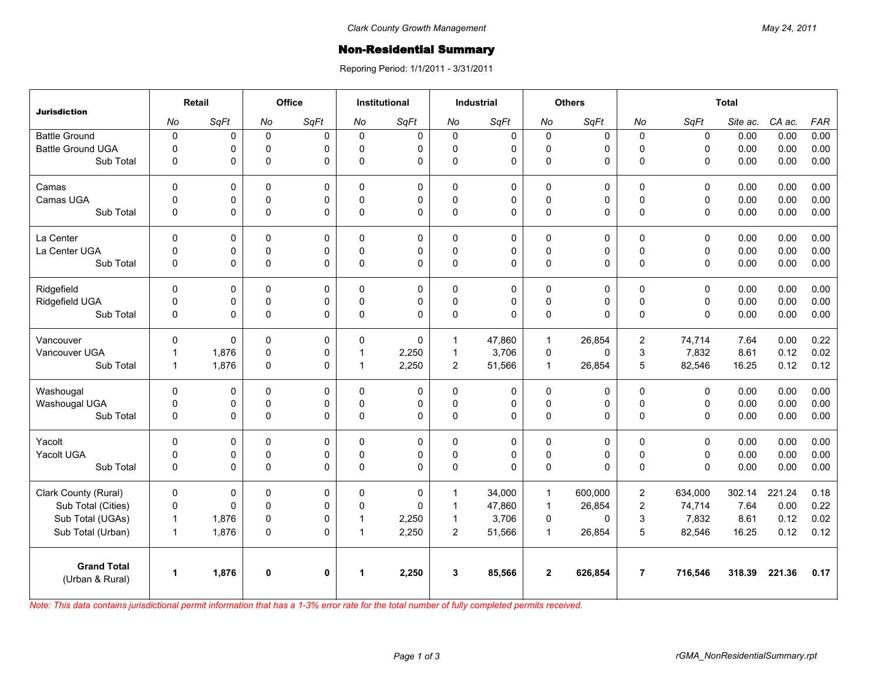Clark County Growth Management

May 24, 2011

# Non-Residential Summary

Reporing Period: 1/1/2011 - 3/31/2011

| Jurisdiction | Retail | | Office | | Institutional | | Industrial | | Others | | Total | | | | |
|---|---|---|---|---|---|---|---|---|---|---|---|---|---|---|---|
| | *No* | *SqFt* | *No* | *SqFt* | *No* | *SqFt* | *No* | *SqFt* | *No* | *SqFt* | *No* | *SqFt* | *Site ac.* | *CA ac.* | *FAR* |
| Battle Ground | 0 | 0 | 0 | 0 | 0 | 0 | 0 | 0 | 0 | 0 | 0 | 0 | 0.00 | 0.00 | 0.00 |
| Battle Ground UGA | 0 | 0 | 0 | 0 | 0 | 0 | 0 | 0 | 0 | 0 | 0 | 0 | 0.00 | 0.00 | 0.00 |
| Sub Total | 0 | 0 | 0 | 0 | 0 | 0 | 0 | 0 | 0 | 0 | 0 | 0 | 0.00 | 0.00 | 0.00 |
| Camas | 0 | 0 | 0 | 0 | 0 | 0 | 0 | 0 | 0 | 0 | 0 | 0 | 0.00 | 0.00 | 0.00 |
| Camas UGA | 0 | 0 | 0 | 0 | 0 | 0 | 0 | 0 | 0 | 0 | 0 | 0 | 0.00 | 0.00 | 0.00 |
| Sub Total | 0 | 0 | 0 | 0 | 0 | 0 | 0 | 0 | 0 | 0 | 0 | 0 | 0.00 | 0.00 | 0.00 |
| La Center | 0 | 0 | 0 | 0 | 0 | 0 | 0 | 0 | 0 | 0 | 0 | 0 | 0.00 | 0.00 | 0.00 |
| La Center UGA | 0 | 0 | 0 | 0 | 0 | 0 | 0 | 0 | 0 | 0 | 0 | 0 | 0.00 | 0.00 | 0.00 |
| Sub Total | 0 | 0 | 0 | 0 | 0 | 0 | 0 | 0 | 0 | 0 | 0 | 0 | 0.00 | 0.00 | 0.00 |
| Ridgefield | 0 | 0 | 0 | 0 | 0 | 0 | 0 | 0 | 0 | 0 | 0 | 0 | 0.00 | 0.00 | 0.00 |
| Ridgefield UGA | 0 | 0 | 0 | 0 | 0 | 0 | 0 | 0 | 0 | 0 | 0 | 0 | 0.00 | 0.00 | 0.00 |
| Sub Total | 0 | 0 | 0 | 0 | 0 | 0 | 0 | 0 | 0 | 0 | 0 | 0 | 0.00 | 0.00 | 0.00 |
| Vancouver | 0 | 0 | 0 | 0 | 0 | 0 | 1 | 47,860 | 1 | 26,854 | 2 | 74,714 | 7.64 | 0.00 | 0.22 |
| Vancouver UGA | 1 | 1,876 | 0 | 0 | 1 | 2,250 | 1 | 3,706 | 0 | 0 | 3 | 7,832 | 8.61 | 0.12 | 0.02 |
| Sub Total | 1 | 1,876 | 0 | 0 | 1 | 2,250 | 2 | 51,566 | 1 | 26,854 | 5 | 82,546 | 16.25 | 0.12 | 0.12 |
| Washougal | 0 | 0 | 0 | 0 | 0 | 0 | 0 | 0 | 0 | 0 | 0 | 0 | 0.00 | 0.00 | 0.00 |
| Washougal UGA | 0 | 0 | 0 | 0 | 0 | 0 | 0 | 0 | 0 | 0 | 0 | 0 | 0.00 | 0.00 | 0.00 |
| Sub Total | 0 | 0 | 0 | 0 | 0 | 0 | 0 | 0 | 0 | 0 | 0 | 0 | 0.00 | 0.00 | 0.00 |
| Yacolt | 0 | 0 | 0 | 0 | 0 | 0 | 0 | 0 | 0 | 0 | 0 | 0 | 0.00 | 0.00 | 0.00 |
| Yacolt UGA | 0 | 0 | 0 | 0 | 0 | 0 | 0 | 0 | 0 | 0 | 0 | 0 | 0.00 | 0.00 | 0.00 |
| Sub Total | 0 | 0 | 0 | 0 | 0 | 0 | 0 | 0 | 0 | 0 | 0 | 0 | 0.00 | 0.00 | 0.00 |
| Clark County (Rural) | 0 | 0 | 0 | 0 | 0 | 0 | 1 | 34,000 | 1 | 600,000 | 2 | 634,000 | 302.14 | 221.24 | 0.18 |
| Sub Total (Cities) | 0 | 0 | 0 | 0 | 0 | 0 | 1 | 47,860 | 1 | 26,854 | 2 | 74,714 | 7.64 | 0.00 | 0.22 |
| Sub Total (UGAs) | 1 | 1,876 | 0 | 0 | 1 | 2,250 | 1 | 3,706 | 0 | 0 | 3 | 7,832 | 8.61 | 0.12 | 0.02 |
| Sub Total (Urban) | 1 | 1,876 | 0 | 0 | 1 | 2,250 | 2 | 51,566 | 1 | 26,854 | 5 | 82,546 | 16.25 | 0.12 | 0.12 |
| **Grand Total** (Urban & Rural) | **1** | **1,876** | **0** | **0** | **1** | **2,250** | **3** | **85,566** | **2** | **626,854** | **7** | **716,546** | **318.39** | **221.36** | **0.17** |

*Note: This data contains jurisdictional permit information that has a 1-3% error rate for the total number of fully completed permits received.*

rGMA_NonResidentialSummary.rpt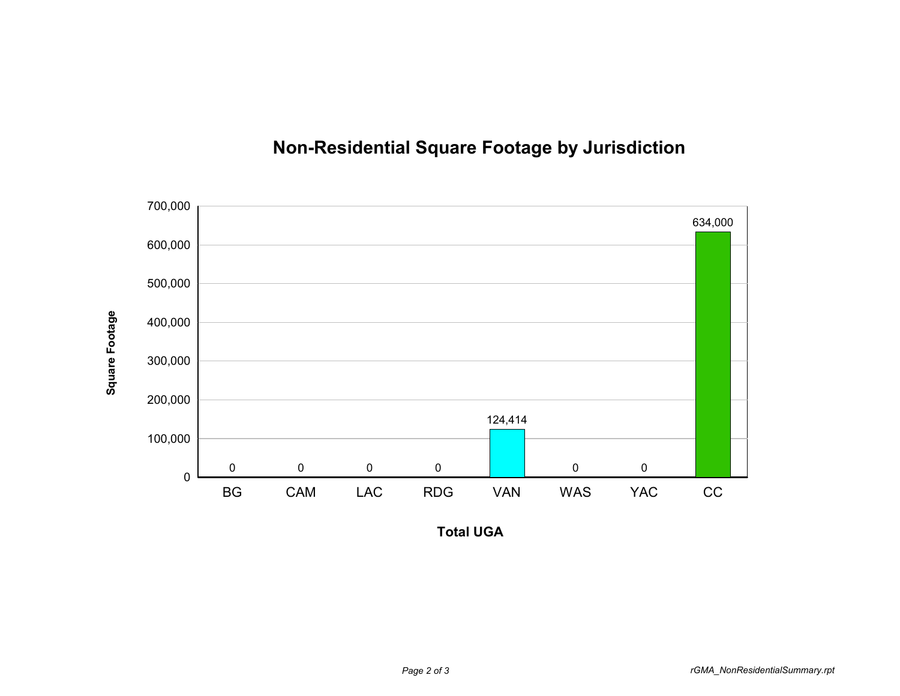# Non-Residential Square Footage by Jurisdiction

| Total UGA | Square Footage |
|---|---|
| BG | 0 |
| CAM | 0 |
| LAC | 0 |
| RDG | 0 |
| VAN | 124,414 |
| WAS | 0 |
| YAC | 0 |
| CC | 634,000 |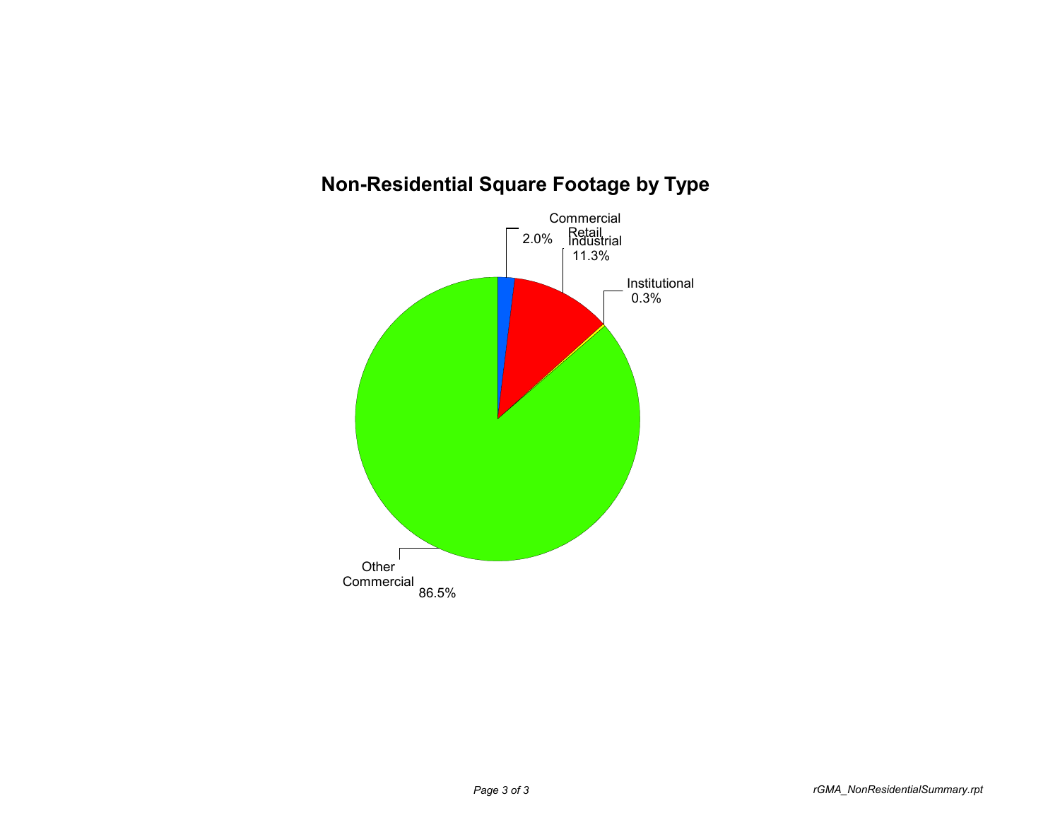## Non-Residential Square Footage by Type

Commercial Retail
2.0%

Industrial
11.3%

Institutional
0.3%

Other Commercial
86.5%